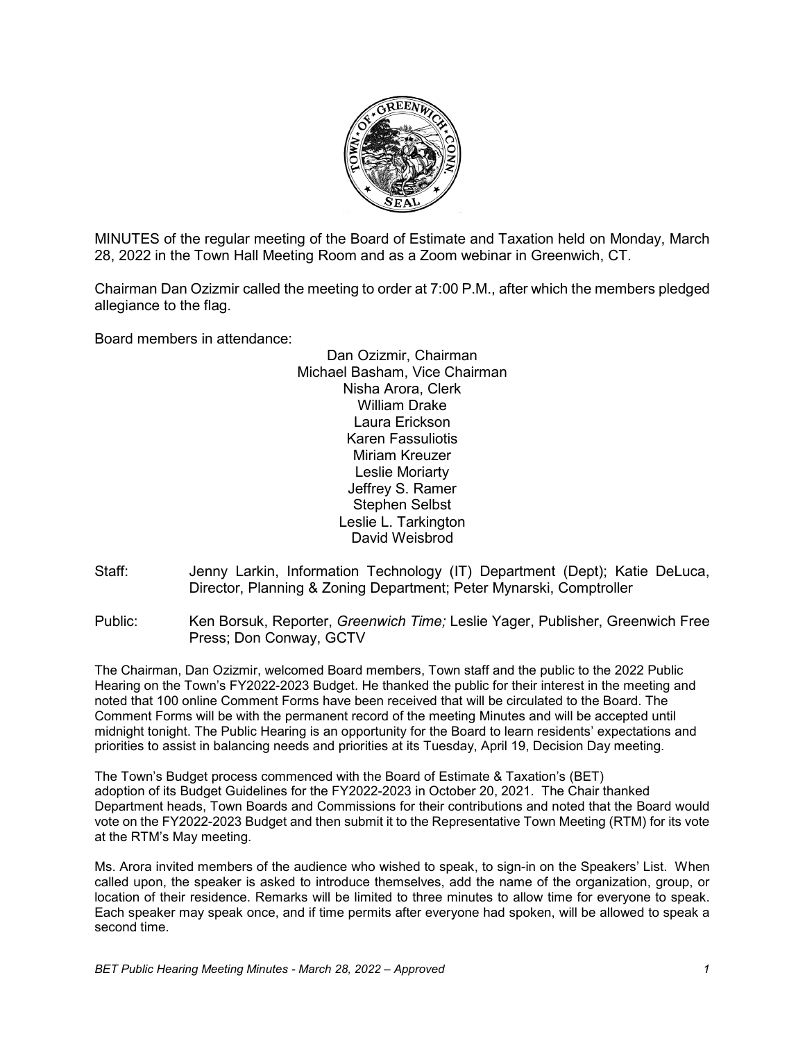MINUTES of the regular meeting of the Board of Estimate and Taxation held on Monday, March 28, 2022 in the Town Hall Meeting Room and as a Zoom webinar in Greenwich, CT.

Chairman Dan Ozizmir called the meeting to order at 7:00 P.M., after which the members pledged allegiance to the flag.

Board members in attendance:

Dan Ozizmir, Chairman
Michael Basham, Vice Chairman
Nisha Arora, Clerk
William Drake
Laura Erickson
Karen Fassuliotis
Miriam Kreuzer
Leslie Moriarty
Jeffrey S. Ramer
Stephen Selbst
Leslie L. Tarkington
David Weisbrod

Staff: Jenny Larkin, Information Technology (IT) Department (Dept); Katie DeLuca, Director, Planning & Zoning Department; Peter Mynarski, Comptroller

Public: Ken Borsuk, Reporter, *Greenwich Time;* Leslie Yager, Publisher, Greenwich Free Press; Don Conway, GCTV

The Chairman, Dan Ozizmir, welcomed Board members, Town staff and the public to the 2022 Public Hearing on the Town's FY2022-2023 Budget. He thanked the public for their interest in the meeting and noted that 100 online Comment Forms have been received that will be circulated to the Board. The Comment Forms will be with the permanent record of the meeting Minutes and will be accepted until midnight tonight. The Public Hearing is an opportunity for the Board to learn residents' expectations and priorities to assist in balancing needs and priorities at its Tuesday, April 19, Decision Day meeting.

The Town's Budget process commenced with the Board of Estimate & Taxation's (BET) adoption of its Budget Guidelines for the FY2022-2023 in October 20, 2021. The Chair thanked Department heads, Town Boards and Commissions for their contributions and noted that the Board would vote on the FY2022-2023 Budget and then submit it to the Representative Town Meeting (RTM) for its vote at the RTM's May meeting.

Ms. Arora invited members of the audience who wished to speak, to sign-in on the Speakers' List. When called upon, the speaker is asked to introduce themselves, add the name of the organization, group, or location of their residence. Remarks will be limited to three minutes to allow time for everyone to speak. Each speaker may speak once, and if time permits after everyone had spoken, will be allowed to speak a second time.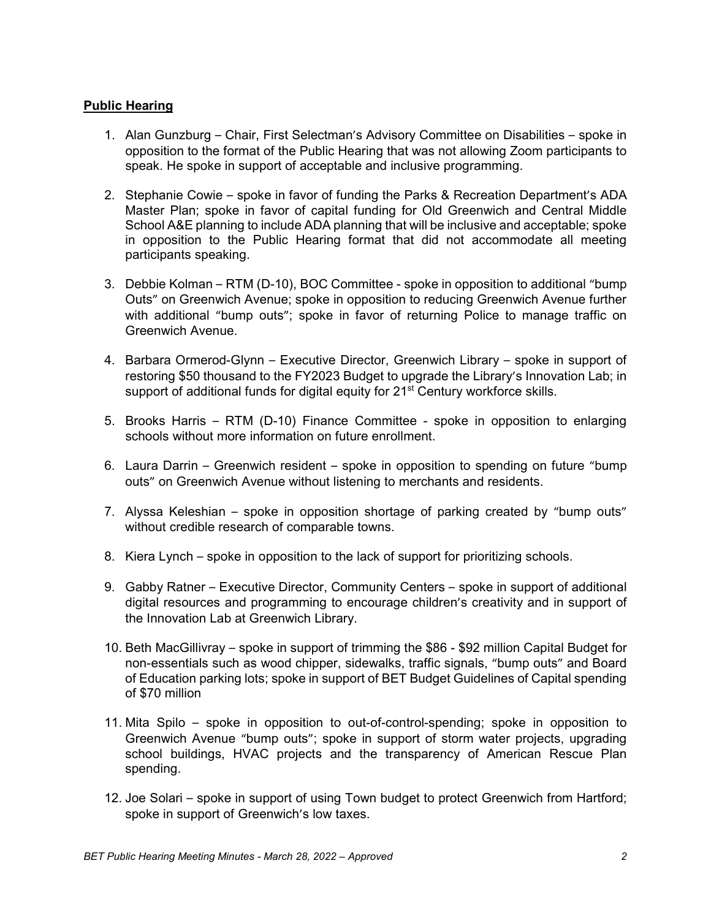**Public Hearing**

1. Alan Gunzburg – Chair, First Selectman's Advisory Committee on Disabilities – spoke in opposition to the format of the Public Hearing that was not allowing Zoom participants to speak. He spoke in support of acceptable and inclusive programming.

2. Stephanie Cowie – spoke in favor of funding the Parks & Recreation Department's ADA Master Plan; spoke in favor of capital funding for Old Greenwich and Central Middle School A&E planning to include ADA planning that will be inclusive and acceptable; spoke in opposition to the Public Hearing format that did not accommodate all meeting participants speaking.

3. Debbie Kolman – RTM (D-10), BOC Committee - spoke in opposition to additional "bump Outs" on Greenwich Avenue; spoke in opposition to reducing Greenwich Avenue further with additional "bump outs"; spoke in favor of returning Police to manage traffic on Greenwich Avenue.

4. Barbara Ormerod-Glynn – Executive Director, Greenwich Library – spoke in support of restoring $50 thousand to the FY2023 Budget to upgrade the Library's Innovation Lab; in support of additional funds for digital equity for 21st Century workforce skills.

5. Brooks Harris – RTM (D-10) Finance Committee - spoke in opposition to enlarging schools without more information on future enrollment.

6. Laura Darrin – Greenwich resident – spoke in opposition to spending on future "bump outs" on Greenwich Avenue without listening to merchants and residents.

7. Alyssa Keleshian – spoke in opposition shortage of parking created by "bump outs" without credible research of comparable towns.

8. Kiera Lynch – spoke in opposition to the lack of support for prioritizing schools.

9. Gabby Ratner – Executive Director, Community Centers – spoke in support of additional digital resources and programming to encourage children's creativity and in support of the Innovation Lab at Greenwich Library.

10. Beth MacGillivray – spoke in support of trimming the $86 - $92 million Capital Budget for non-essentials such as wood chipper, sidewalks, traffic signals, "bump outs" and Board of Education parking lots; spoke in support of BET Budget Guidelines of Capital spending of $70 million

11. Mita Spilo – spoke in opposition to out-of-control-spending; spoke in opposition to Greenwich Avenue "bump outs"; spoke in support of storm water projects, upgrading school buildings, HVAC projects and the transparency of American Rescue Plan spending.

12. Joe Solari – spoke in support of using Town budget to protect Greenwich from Hartford; spoke in support of Greenwich's low taxes.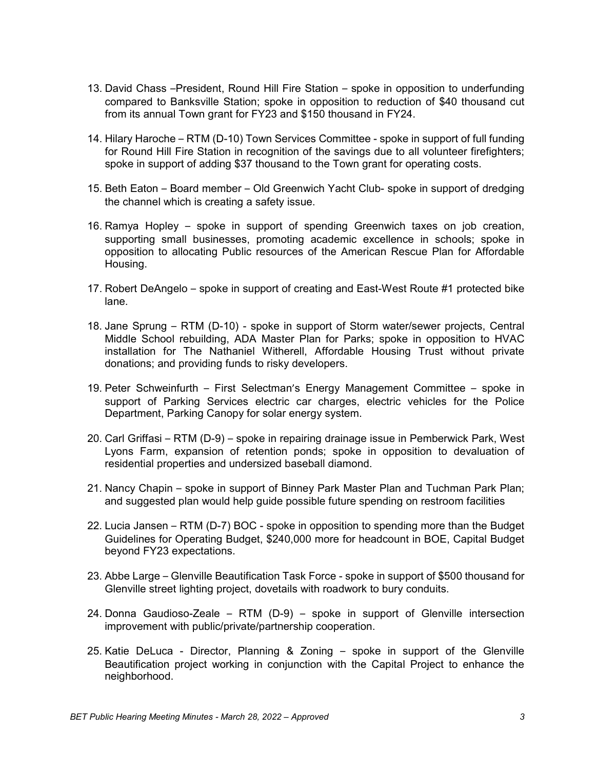13. David Chass –President, Round Hill Fire Station – spoke in opposition to underfunding compared to Banksville Station; spoke in opposition to reduction of $40 thousand cut from its annual Town grant for FY23 and $150 thousand in FY24.

14. Hilary Haroche – RTM (D-10) Town Services Committee - spoke in support of full funding for Round Hill Fire Station in recognition of the savings due to all volunteer firefighters; spoke in support of adding $37 thousand to the Town grant for operating costs.

15. Beth Eaton – Board member – Old Greenwich Yacht Club- spoke in support of dredging the channel which is creating a safety issue.

16. Ramya Hopley – spoke in support of spending Greenwich taxes on job creation, supporting small businesses, promoting academic excellence in schools; spoke in opposition to allocating Public resources of the American Rescue Plan for Affordable Housing.

17. Robert DeAngelo – spoke in support of creating and East-West Route #1 protected bike lane.

18. Jane Sprung – RTM (D-10) - spoke in support of Storm water/sewer projects, Central Middle School rebuilding, ADA Master Plan for Parks; spoke in opposition to HVAC installation for The Nathaniel Witherell, Affordable Housing Trust without private donations; and providing funds to risky developers.

19. Peter Schweinfurth – First Selectman's Energy Management Committee – spoke in support of Parking Services electric car charges, electric vehicles for the Police Department, Parking Canopy for solar energy system.

20. Carl Griffasi – RTM (D-9) – spoke in repairing drainage issue in Pemberwick Park, West Lyons Farm, expansion of retention ponds; spoke in opposition to devaluation of residential properties and undersized baseball diamond.

21. Nancy Chapin – spoke in support of Binney Park Master Plan and Tuchman Park Plan; and suggested plan would help guide possible future spending on restroom facilities

22. Lucia Jansen – RTM (D-7) BOC - spoke in opposition to spending more than the Budget Guidelines for Operating Budget, $240,000 more for headcount in BOE, Capital Budget beyond FY23 expectations.

23. Abbe Large – Glenville Beautification Task Force - spoke in support of $500 thousand for Glenville street lighting project, dovetails with roadwork to bury conduits.

24. Donna Gaudioso-Zeale – RTM (D-9) – spoke in support of Glenville intersection improvement with public/private/partnership cooperation.

25. Katie DeLuca - Director, Planning & Zoning – spoke in support of the Glenville Beautification project working in conjunction with the Capital Project to enhance the neighborhood.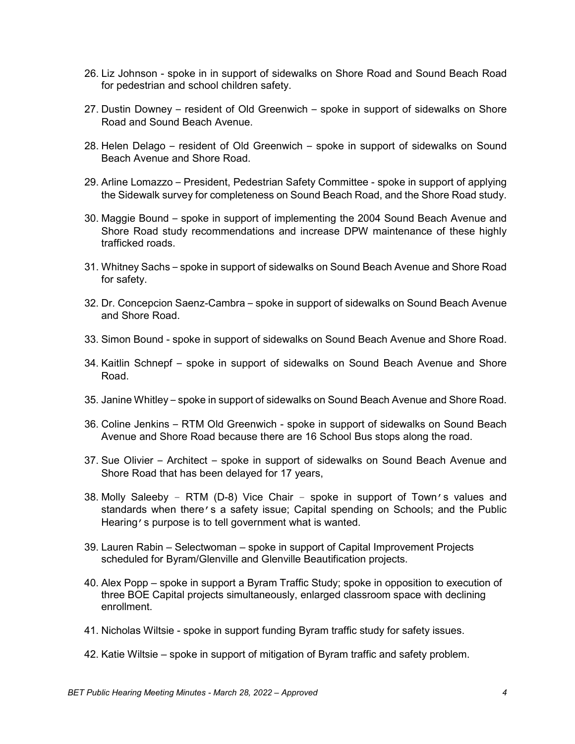26. Liz Johnson - spoke in in support of sidewalks on Shore Road and Sound Beach Road for pedestrian and school children safety.

27. Dustin Downey – resident of Old Greenwich – spoke in support of sidewalks on Shore Road and Sound Beach Avenue.

28. Helen Delago – resident of Old Greenwich – spoke in support of sidewalks on Sound Beach Avenue and Shore Road.

29. Arline Lomazzo – President, Pedestrian Safety Committee - spoke in support of applying the Sidewalk survey for completeness on Sound Beach Road, and the Shore Road study.

30. Maggie Bound – spoke in support of implementing the 2004 Sound Beach Avenue and Shore Road study recommendations and increase DPW maintenance of these highly trafficked roads.

31. Whitney Sachs – spoke in support of sidewalks on Sound Beach Avenue and Shore Road for safety.

32. Dr. Concepcion Saenz-Cambra – spoke in support of sidewalks on Sound Beach Avenue and Shore Road.

33. Simon Bound - spoke in support of sidewalks on Sound Beach Avenue and Shore Road.

34. Kaitlin Schnepf – spoke in support of sidewalks on Sound Beach Avenue and Shore Road.

35. Janine Whitley – spoke in support of sidewalks on Sound Beach Avenue and Shore Road.

36. Coline Jenkins – RTM Old Greenwich - spoke in support of sidewalks on Sound Beach Avenue and Shore Road because there are 16 School Bus stops along the road.

37. Sue Olivier – Architect – spoke in support of sidewalks on Sound Beach Avenue and Shore Road that has been delayed for 17 years,

38. Molly Saleeby – RTM (D-8) Vice Chair – spoke in support of Town's values and standards when there's a safety issue; Capital spending on Schools; and the Public Hearing's purpose is to tell government what is wanted.

39. Lauren Rabin – Selectwoman – spoke in support of Capital Improvement Projects scheduled for Byram/Glenville and Glenville Beautification projects.

40. Alex Popp – spoke in support a Byram Traffic Study; spoke in opposition to execution of three BOE Capital projects simultaneously, enlarged classroom space with declining enrollment.

41. Nicholas Wiltsie - spoke in support funding Byram traffic study for safety issues.

42. Katie Wiltsie – spoke in support of mitigation of Byram traffic and safety problem.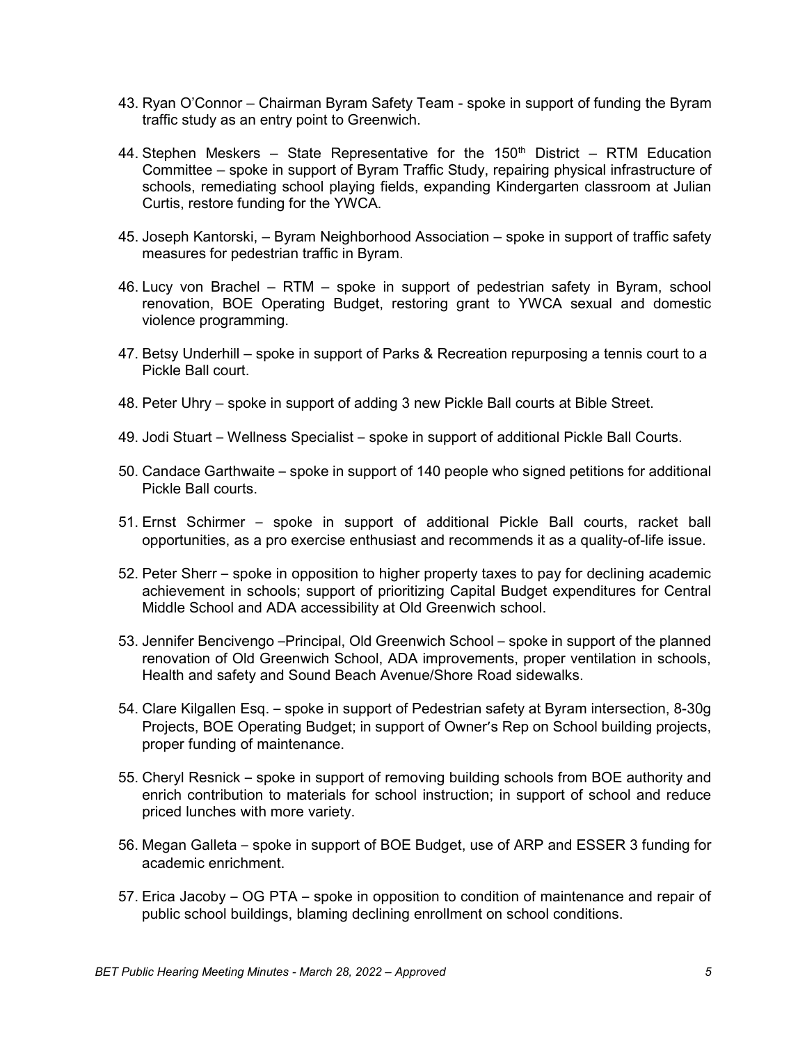43. Ryan O'Connor – Chairman Byram Safety Team - spoke in support of funding the Byram traffic study as an entry point to Greenwich.

44. Stephen Meskers – State Representative for the 150th District – RTM Education Committee – spoke in support of Byram Traffic Study, repairing physical infrastructure of schools, remediating school playing fields, expanding Kindergarten classroom at Julian Curtis, restore funding for the YWCA.

45. Joseph Kantorski, – Byram Neighborhood Association – spoke in support of traffic safety measures for pedestrian traffic in Byram.

46. Lucy von Brachel – RTM – spoke in support of pedestrian safety in Byram, school renovation, BOE Operating Budget, restoring grant to YWCA sexual and domestic violence programming.

47. Betsy Underhill – spoke in support of Parks & Recreation repurposing a tennis court to a Pickle Ball court.

48. Peter Uhry – spoke in support of adding 3 new Pickle Ball courts at Bible Street.

49. Jodi Stuart – Wellness Specialist – spoke in support of additional Pickle Ball Courts.

50. Candace Garthwaite – spoke in support of 140 people who signed petitions for additional Pickle Ball courts.

51. Ernst Schirmer – spoke in support of additional Pickle Ball courts, racket ball opportunities, as a pro exercise enthusiast and recommends it as a quality-of-life issue.

52. Peter Sherr – spoke in opposition to higher property taxes to pay for declining academic achievement in schools; support of prioritizing Capital Budget expenditures for Central Middle School and ADA accessibility at Old Greenwich school.

53. Jennifer Bencivengo –Principal, Old Greenwich School – spoke in support of the planned renovation of Old Greenwich School, ADA improvements, proper ventilation in schools, Health and safety and Sound Beach Avenue/Shore Road sidewalks.

54. Clare Kilgallen Esq. – spoke in support of Pedestrian safety at Byram intersection, 8-30g Projects, BOE Operating Budget; in support of Owner's Rep on School building projects, proper funding of maintenance.

55. Cheryl Resnick – spoke in support of removing building schools from BOE authority and enrich contribution to materials for school instruction; in support of school and reduce priced lunches with more variety.

56. Megan Galleta – spoke in support of BOE Budget, use of ARP and ESSER 3 funding for academic enrichment.

57. Erica Jacoby – OG PTA – spoke in opposition to condition of maintenance and repair of public school buildings, blaming declining enrollment on school conditions.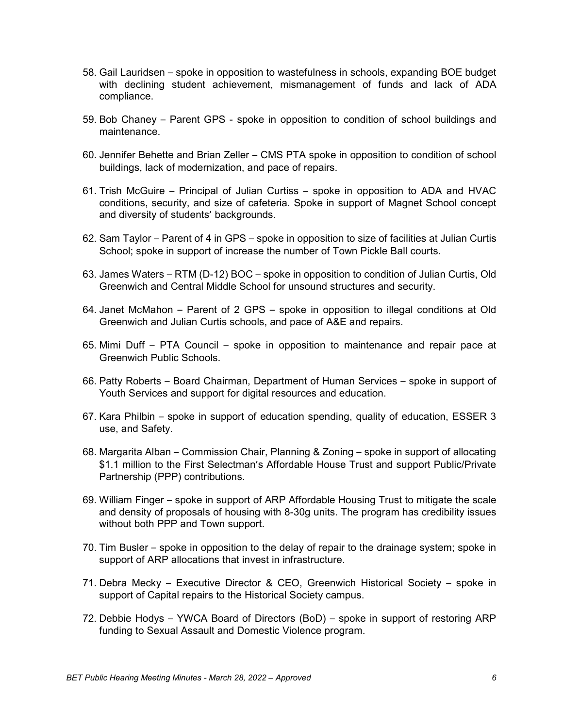58. Gail Lauridsen – spoke in opposition to wastefulness in schools, expanding BOE budget with declining student achievement, mismanagement of funds and lack of ADA compliance.

59. Bob Chaney – Parent GPS - spoke in opposition to condition of school buildings and maintenance.

60. Jennifer Behette and Brian Zeller – CMS PTA spoke in opposition to condition of school buildings, lack of modernization, and pace of repairs.

61. Trish McGuire – Principal of Julian Curtiss – spoke in opposition to ADA and HVAC conditions, security, and size of cafeteria. Spoke in support of Magnet School concept and diversity of students' backgrounds.

62. Sam Taylor – Parent of 4 in GPS – spoke in opposition to size of facilities at Julian Curtis School; spoke in support of increase the number of Town Pickle Ball courts.

63. James Waters – RTM (D-12) BOC – spoke in opposition to condition of Julian Curtis, Old Greenwich and Central Middle School for unsound structures and security.

64. Janet McMahon – Parent of 2 GPS – spoke in opposition to illegal conditions at Old Greenwich and Julian Curtis schools, and pace of A&E and repairs.

65. Mimi Duff – PTA Council – spoke in opposition to maintenance and repair pace at Greenwich Public Schools.

66. Patty Roberts – Board Chairman, Department of Human Services – spoke in support of Youth Services and support for digital resources and education.

67. Kara Philbin – spoke in support of education spending, quality of education, ESSER 3 use, and Safety.

68. Margarita Alban – Commission Chair, Planning & Zoning – spoke in support of allocating $1.1 million to the First Selectman's Affordable House Trust and support Public/Private Partnership (PPP) contributions.

69. William Finger – spoke in support of ARP Affordable Housing Trust to mitigate the scale and density of proposals of housing with 8-30g units. The program has credibility issues without both PPP and Town support.

70. Tim Busler – spoke in opposition to the delay of repair to the drainage system; spoke in support of ARP allocations that invest in infrastructure.

71. Debra Mecky – Executive Director & CEO, Greenwich Historical Society – spoke in support of Capital repairs to the Historical Society campus.

72. Debbie Hodys – YWCA Board of Directors (BoD) – spoke in support of restoring ARP funding to Sexual Assault and Domestic Violence program.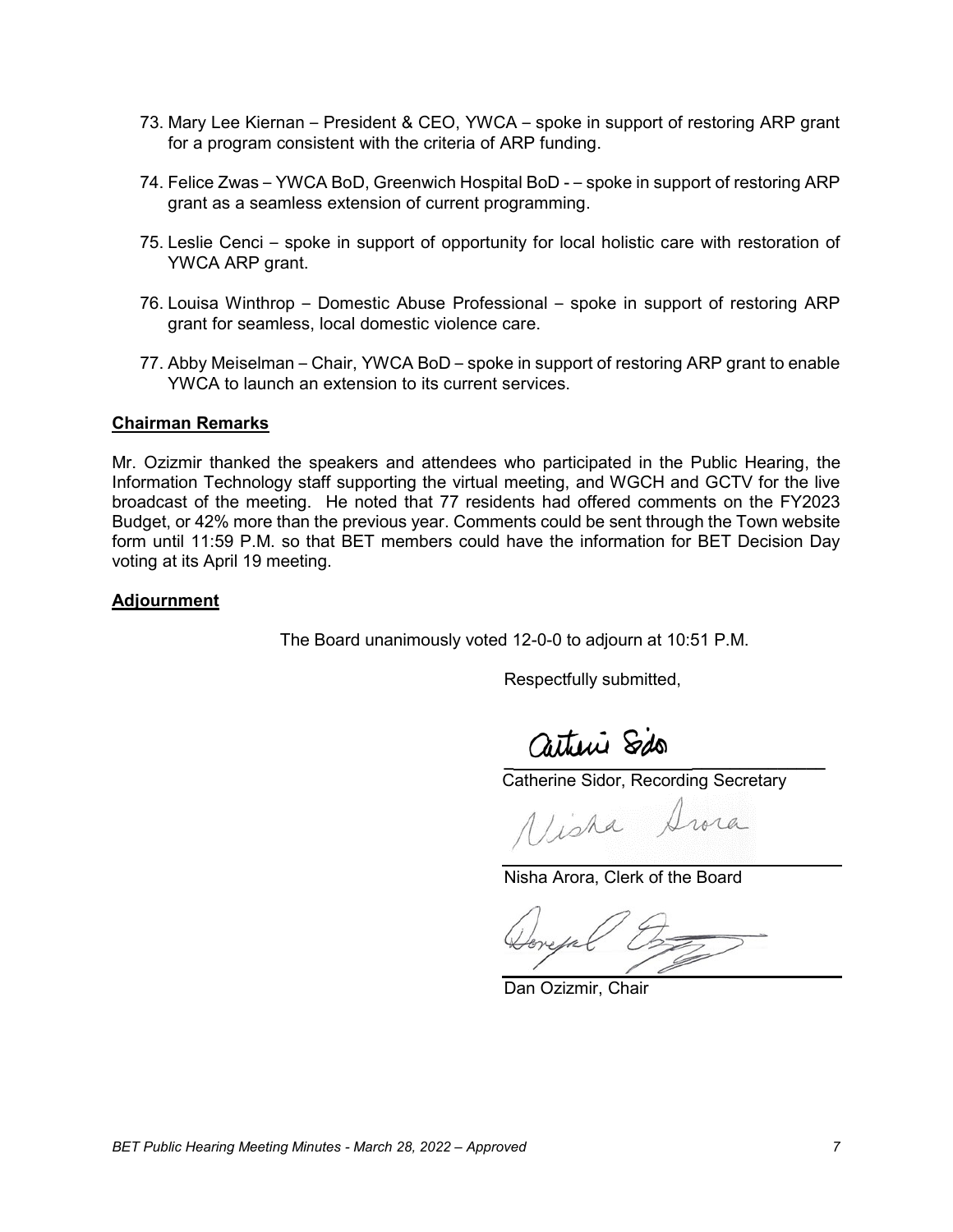73. Mary Lee Kiernan – President & CEO, YWCA – spoke in support of restoring ARP grant for a program consistent with the criteria of ARP funding.

74. Felice Zwas – YWCA BoD, Greenwich Hospital BoD - – spoke in support of restoring ARP grant as a seamless extension of current programming.

75. Leslie Cenci – spoke in support of opportunity for local holistic care with restoration of YWCA ARP grant.

76. Louisa Winthrop – Domestic Abuse Professional – spoke in support of restoring ARP grant for seamless, local domestic violence care.

77. Abby Meiselman – Chair, YWCA BoD – spoke in support of restoring ARP grant to enable YWCA to launch an extension to its current services.

**Chairman Remarks**

Mr. Ozizmir thanked the speakers and attendees who participated in the Public Hearing, the Information Technology staff supporting the virtual meeting, and WGCH and GCTV for the live broadcast of the meeting. He noted that 77 residents had offered comments on the FY2023 Budget, or 42% more than the previous year. Comments could be sent through the Town website form until 11:59 P.M. so that BET members could have the information for BET Decision Day voting at its April 19 meeting.

**Adjournment**

The Board unanimously voted 12-0-0 to adjourn at 10:51 P.M.

Respectfully submitted,

Catherine Sidor, Recording Secretary

Nisha Arora, Clerk of the Board

Dan Ozizmir, Chair